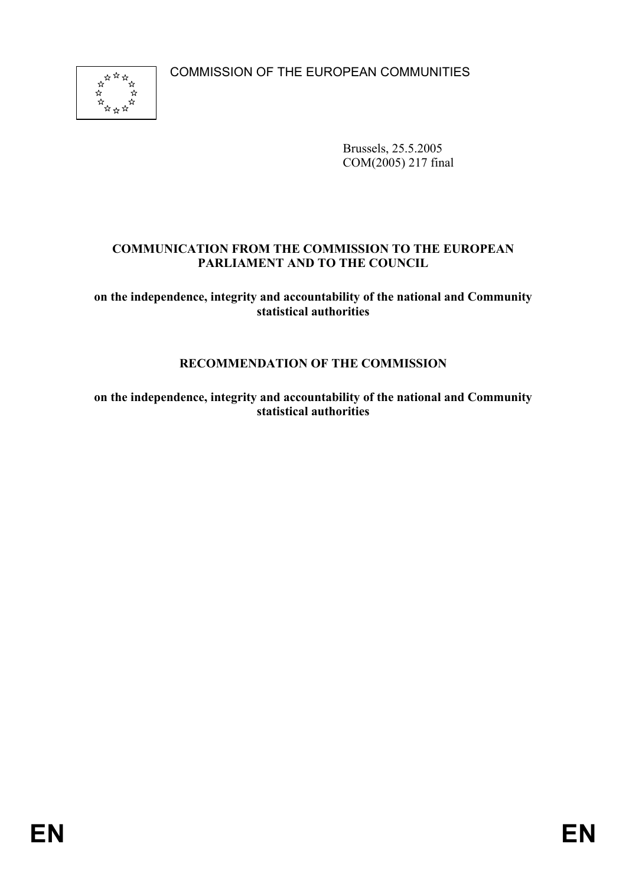COMMISSION OF THE EUROPEAN COMMUNITIES

Brussels, 25.5.2005
COM(2005) 217 final

**COMMUNICATION FROM THE COMMISSION TO THE EUROPEAN PARLIAMENT AND TO THE COUNCIL**

**on the independence, integrity and accountability of the national and Community statistical authorities**

**RECOMMENDATION OF THE COMMISSION**

**on the independence, integrity and accountability of the national and Community statistical authorities**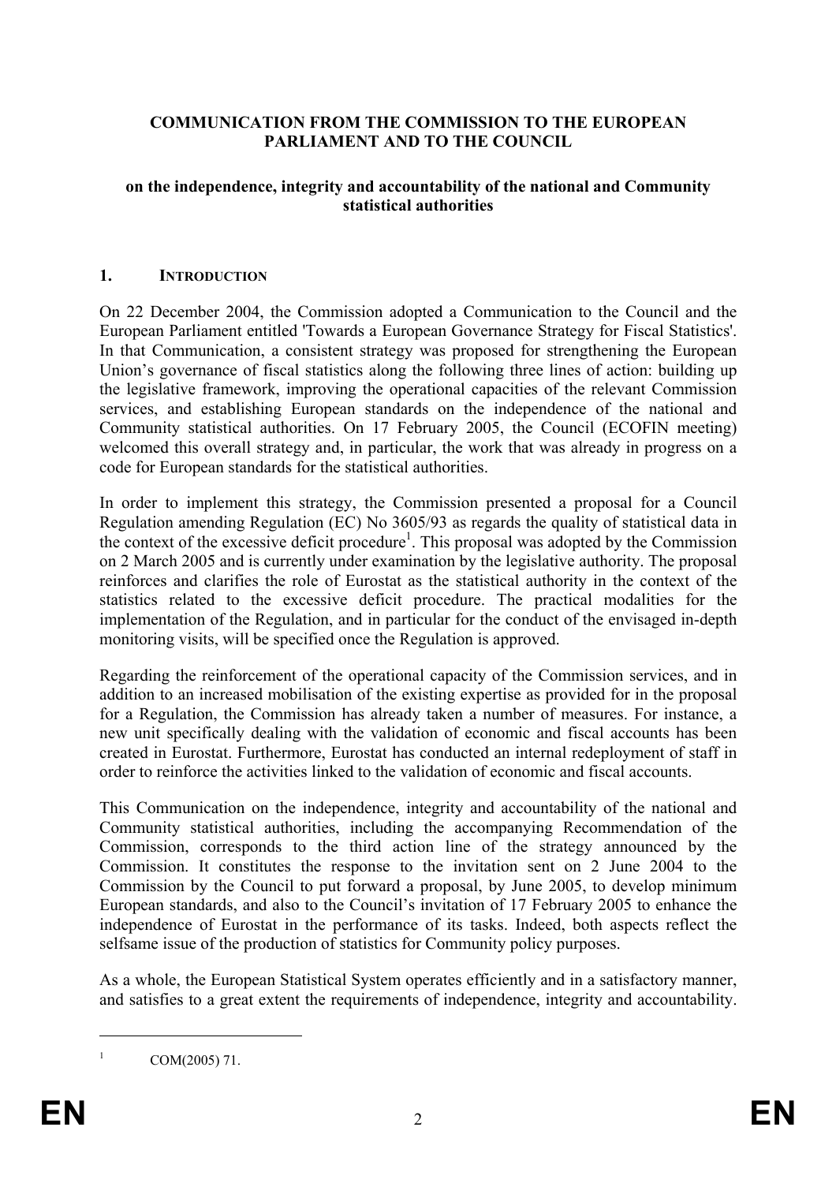**COMMUNICATION FROM THE COMMISSION TO THE EUROPEAN PARLIAMENT AND TO THE COUNCIL**

**on the independence, integrity and accountability of the national and Community statistical authorities**

## 1. INTRODUCTION

On 22 December 2004, the Commission adopted a Communication to the Council and the European Parliament entitled 'Towards a European Governance Strategy for Fiscal Statistics'. In that Communication, a consistent strategy was proposed for strengthening the European Union's governance of fiscal statistics along the following three lines of action: building up the legislative framework, improving the operational capacities of the relevant Commission services, and establishing European standards on the independence of the national and Community statistical authorities. On 17 February 2005, the Council (ECOFIN meeting) welcomed this overall strategy and, in particular, the work that was already in progress on a code for European standards for the statistical authorities.

In order to implement this strategy, the Commission presented a proposal for a Council Regulation amending Regulation (EC) No 3605/93 as regards the quality of statistical data in the context of the excessive deficit procedure[1]. This proposal was adopted by the Commission on 2 March 2005 and is currently under examination by the legislative authority. The proposal reinforces and clarifies the role of Eurostat as the statistical authority in the context of the statistics related to the excessive deficit procedure. The practical modalities for the implementation of the Regulation, and in particular for the conduct of the envisaged in-depth monitoring visits, will be specified once the Regulation is approved.

Regarding the reinforcement of the operational capacity of the Commission services, and in addition to an increased mobilisation of the existing expertise as provided for in the proposal for a Regulation, the Commission has already taken a number of measures. For instance, a new unit specifically dealing with the validation of economic and fiscal accounts has been created in Eurostat. Furthermore, Eurostat has conducted an internal redeployment of staff in order to reinforce the activities linked to the validation of economic and fiscal accounts.

This Communication on the independence, integrity and accountability of the national and Community statistical authorities, including the accompanying Recommendation of the Commission, corresponds to the third action line of the strategy announced by the Commission. It constitutes the response to the invitation sent on 2 June 2004 to the Commission by the Council to put forward a proposal, by June 2005, to develop minimum European standards, and also to the Council's invitation of 17 February 2005 to enhance the independence of Eurostat in the performance of its tasks. Indeed, both aspects reflect the selfsame issue of the production of statistics for Community policy purposes.

As a whole, the European Statistical System operates efficiently and in a satisfactory manner, and satisfies to a great extent the requirements of independence, integrity and accountability.

---

[1] COM(2005) 71.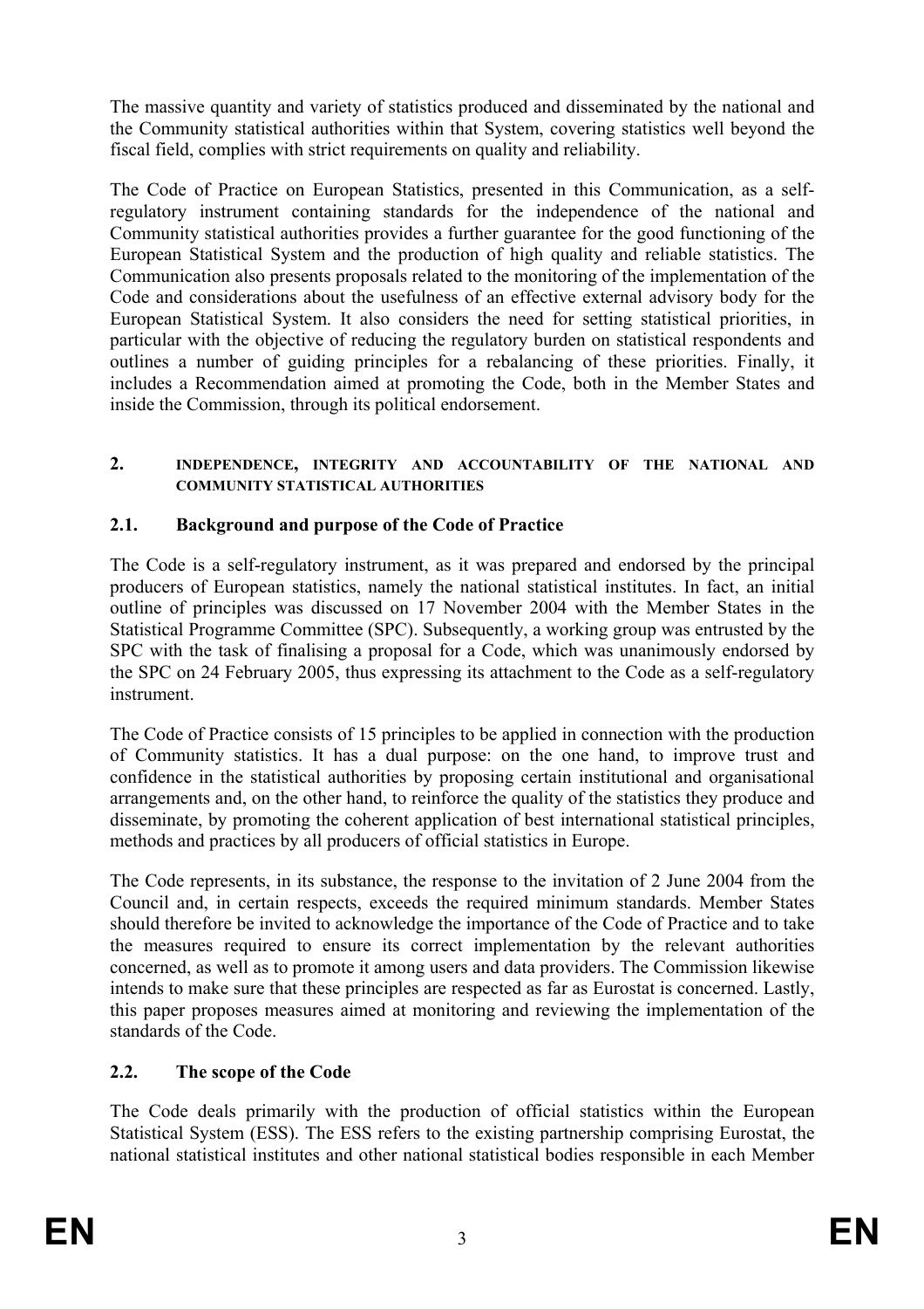The massive quantity and variety of statistics produced and disseminated by the national and the Community statistical authorities within that System, covering statistics well beyond the fiscal field, complies with strict requirements on quality and reliability.

The Code of Practice on European Statistics, presented in this Communication, as a self-regulatory instrument containing standards for the independence of the national and Community statistical authorities provides a further guarantee for the good functioning of the European Statistical System and the production of high quality and reliable statistics. The Communication also presents proposals related to the monitoring of the implementation of the Code and considerations about the usefulness of an effective external advisory body for the European Statistical System. It also considers the need for setting statistical priorities, in particular with the objective of reducing the regulatory burden on statistical respondents and outlines a number of guiding principles for a rebalancing of these priorities. Finally, it includes a Recommendation aimed at promoting the Code, both in the Member States and inside the Commission, through its political endorsement.

## 2. INDEPENDENCE, INTEGRITY AND ACCOUNTABILITY OF THE NATIONAL AND COMMUNITY STATISTICAL AUTHORITIES

### 2.1. Background and purpose of the Code of Practice

The Code is a self-regulatory instrument, as it was prepared and endorsed by the principal producers of European statistics, namely the national statistical institutes. In fact, an initial outline of principles was discussed on 17 November 2004 with the Member States in the Statistical Programme Committee (SPC). Subsequently, a working group was entrusted by the SPC with the task of finalising a proposal for a Code, which was unanimously endorsed by the SPC on 24 February 2005, thus expressing its attachment to the Code as a self-regulatory instrument.

The Code of Practice consists of 15 principles to be applied in connection with the production of Community statistics. It has a dual purpose: on the one hand, to improve trust and confidence in the statistical authorities by proposing certain institutional and organisational arrangements and, on the other hand, to reinforce the quality of the statistics they produce and disseminate, by promoting the coherent application of best international statistical principles, methods and practices by all producers of official statistics in Europe.

The Code represents, in its substance, the response to the invitation of 2 June 2004 from the Council and, in certain respects, exceeds the required minimum standards. Member States should therefore be invited to acknowledge the importance of the Code of Practice and to take the measures required to ensure its correct implementation by the relevant authorities concerned, as well as to promote it among users and data providers. The Commission likewise intends to make sure that these principles are respected as far as Eurostat is concerned. Lastly, this paper proposes measures aimed at monitoring and reviewing the implementation of the standards of the Code.

### 2.2. The scope of the Code

The Code deals primarily with the production of official statistics within the European Statistical System (ESS). The ESS refers to the existing partnership comprising Eurostat, the national statistical institutes and other national statistical bodies responsible in each Member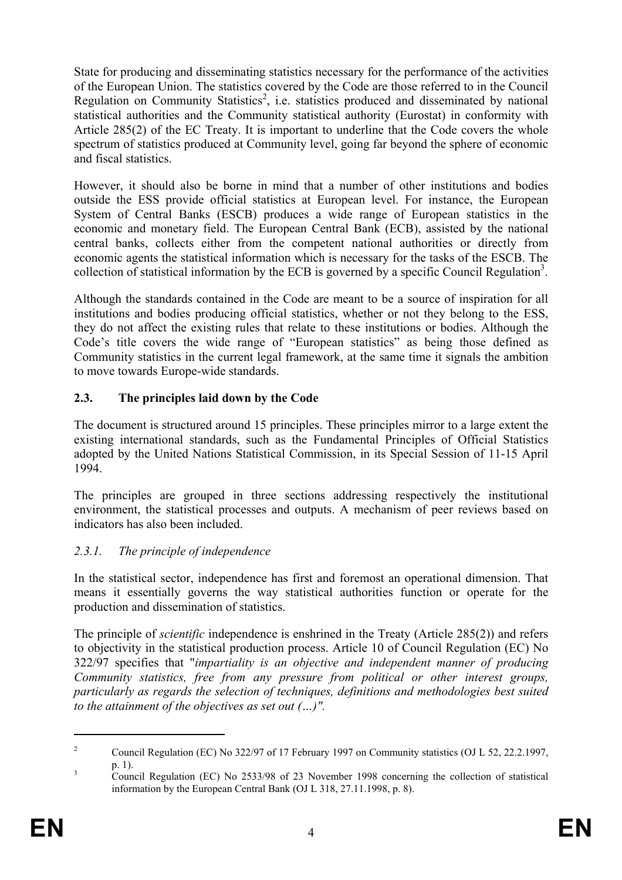State for producing and disseminating statistics necessary for the performance of the activities of the European Union. The statistics covered by the Code are those referred to in the Council Regulation on Community Statistics[2], i.e. statistics produced and disseminated by national statistical authorities and the Community statistical authority (Eurostat) in conformity with Article 285(2) of the EC Treaty. It is important to underline that the Code covers the whole spectrum of statistics produced at Community level, going far beyond the sphere of economic and fiscal statistics.

However, it should also be borne in mind that a number of other institutions and bodies outside the ESS provide official statistics at European level. For instance, the European System of Central Banks (ESCB) produces a wide range of European statistics in the economic and monetary field. The European Central Bank (ECB), assisted by the national central banks, collects either from the competent national authorities or directly from economic agents the statistical information which is necessary for the tasks of the ESCB. The collection of statistical information by the ECB is governed by a specific Council Regulation[3].

Although the standards contained in the Code are meant to be a source of inspiration for all institutions and bodies producing official statistics, whether or not they belong to the ESS, they do not affect the existing rules that relate to these institutions or bodies. Although the Code's title covers the wide range of "European statistics" as being those defined as Community statistics in the current legal framework, at the same time it signals the ambition to move towards Europe-wide standards.

### 2.3. The principles laid down by the Code

The document is structured around 15 principles. These principles mirror to a large extent the existing international standards, such as the Fundamental Principles of Official Statistics adopted by the United Nations Statistical Commission, in its Special Session of 11-15 April 1994.

The principles are grouped in three sections addressing respectively the institutional environment, the statistical processes and outputs. A mechanism of peer reviews based on indicators has also been included.

#### *2.3.1. The principle of independence*

In the statistical sector, independence has first and foremost an operational dimension. That means it essentially governs the way statistical authorities function or operate for the production and dissemination of statistics.

The principle of *scientific* independence is enshrined in the Treaty (Article 285(2)) and refers to objectivity in the statistical production process. Article 10 of Council Regulation (EC) No 322/97 specifies that "*impartiality is an objective and independent manner of producing Community statistics, free from any pressure from political or other interest groups, particularly as regards the selection of techniques, definitions and methodologies best suited to the attainment of the objectives as set out (…)".*

---

[2] Council Regulation (EC) No 322/97 of 17 February 1997 on Community statistics (OJ L 52, 22.2.1997, p. 1).

[3] Council Regulation (EC) No 2533/98 of 23 November 1998 concerning the collection of statistical information by the European Central Bank (OJ L 318, 27.11.1998, p. 8).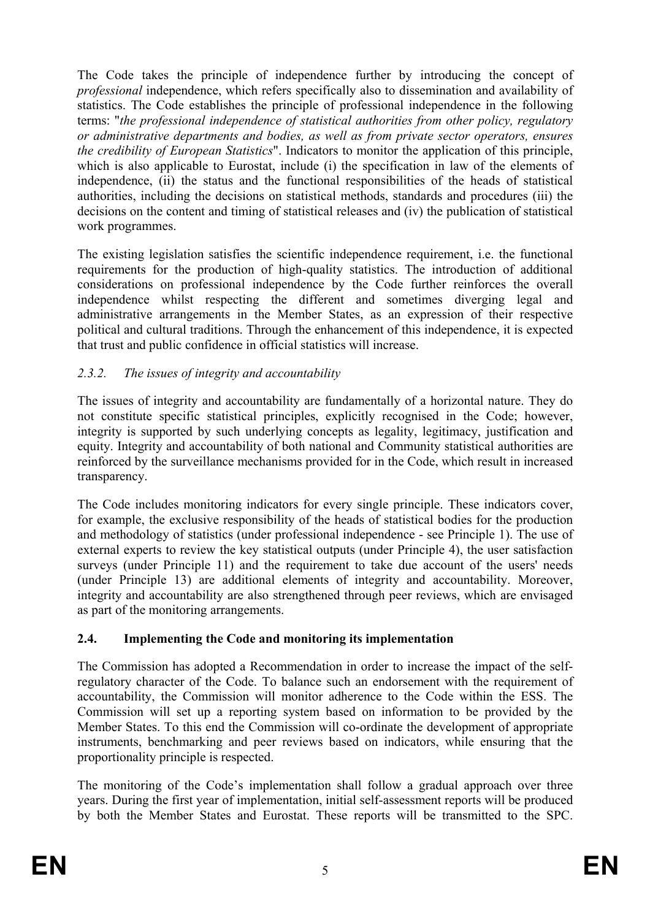The Code takes the principle of independence further by introducing the concept of *professional* independence, which refers specifically also to dissemination and availability of statistics. The Code establishes the principle of professional independence in the following terms: "*the professional independence of statistical authorities from other policy, regulatory or administrative departments and bodies, as well as from private sector operators, ensures the credibility of European Statistics*". Indicators to monitor the application of this principle, which is also applicable to Eurostat, include (i) the specification in law of the elements of independence, (ii) the status and the functional responsibilities of the heads of statistical authorities, including the decisions on statistical methods, standards and procedures (iii) the decisions on the content and timing of statistical releases and (iv) the publication of statistical work programmes.

The existing legislation satisfies the scientific independence requirement, i.e. the functional requirements for the production of high-quality statistics. The introduction of additional considerations on professional independence by the Code further reinforces the overall independence whilst respecting the different and sometimes diverging legal and administrative arrangements in the Member States, as an expression of their respective political and cultural traditions. Through the enhancement of this independence, it is expected that trust and public confidence in official statistics will increase.

### *2.3.2. The issues of integrity and accountability*

The issues of integrity and accountability are fundamentally of a horizontal nature. They do not constitute specific statistical principles, explicitly recognised in the Code; however, integrity is supported by such underlying concepts as legality, legitimacy, justification and equity. Integrity and accountability of both national and Community statistical authorities are reinforced by the surveillance mechanisms provided for in the Code, which result in increased transparency.

The Code includes monitoring indicators for every single principle. These indicators cover, for example, the exclusive responsibility of the heads of statistical bodies for the production and methodology of statistics (under professional independence - see Principle 1). The use of external experts to review the key statistical outputs (under Principle 4), the user satisfaction surveys (under Principle 11) and the requirement to take due account of the users' needs (under Principle 13) are additional elements of integrity and accountability. Moreover, integrity and accountability are also strengthened through peer reviews, which are envisaged as part of the monitoring arrangements.

## **2.4. Implementing the Code and monitoring its implementation**

The Commission has adopted a Recommendation in order to increase the impact of the self-regulatory character of the Code. To balance such an endorsement with the requirement of accountability, the Commission will monitor adherence to the Code within the ESS. The Commission will set up a reporting system based on information to be provided by the Member States. To this end the Commission will co-ordinate the development of appropriate instruments, benchmarking and peer reviews based on indicators, while ensuring that the proportionality principle is respected.

The monitoring of the Code's implementation shall follow a gradual approach over three years. During the first year of implementation, initial self-assessment reports will be produced by both the Member States and Eurostat. These reports will be transmitted to the SPC.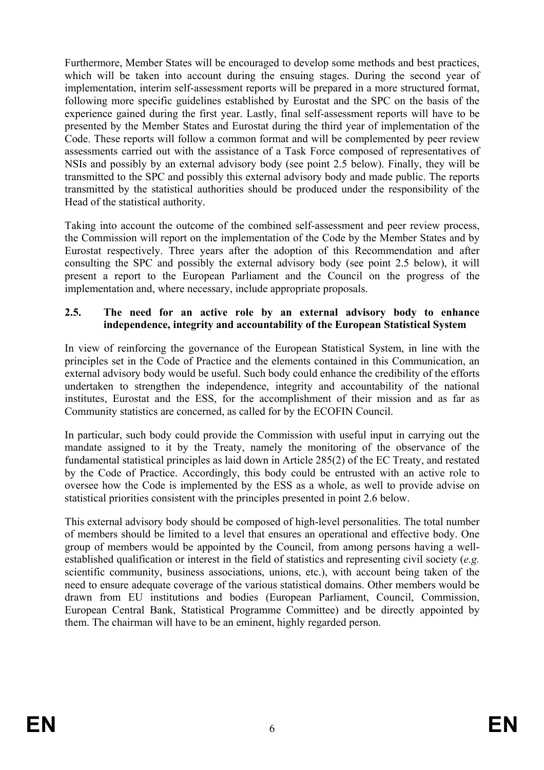Furthermore, Member States will be encouraged to develop some methods and best practices, which will be taken into account during the ensuing stages. During the second year of implementation, interim self-assessment reports will be prepared in a more structured format, following more specific guidelines established by Eurostat and the SPC on the basis of the experience gained during the first year. Lastly, final self-assessment reports will have to be presented by the Member States and Eurostat during the third year of implementation of the Code. These reports will follow a common format and will be complemented by peer review assessments carried out with the assistance of a Task Force composed of representatives of NSIs and possibly by an external advisory body (see point 2.5 below). Finally, they will be transmitted to the SPC and possibly this external advisory body and made public. The reports transmitted by the statistical authorities should be produced under the responsibility of the Head of the statistical authority.

Taking into account the outcome of the combined self-assessment and peer review process, the Commission will report on the implementation of the Code by the Member States and by Eurostat respectively. Three years after the adoption of this Recommendation and after consulting the SPC and possibly the external advisory body (see point 2.5 below), it will present a report to the European Parliament and the Council on the progress of the implementation and, where necessary, include appropriate proposals.

### 2.5. The need for an active role by an external advisory body to enhance independence, integrity and accountability of the European Statistical System

In view of reinforcing the governance of the European Statistical System, in line with the principles set in the Code of Practice and the elements contained in this Communication, an external advisory body would be useful. Such body could enhance the credibility of the efforts undertaken to strengthen the independence, integrity and accountability of the national institutes, Eurostat and the ESS, for the accomplishment of their mission and as far as Community statistics are concerned, as called for by the ECOFIN Council.

In particular, such body could provide the Commission with useful input in carrying out the mandate assigned to it by the Treaty, namely the monitoring of the observance of the fundamental statistical principles as laid down in Article 285(2) of the EC Treaty, and restated by the Code of Practice. Accordingly, this body could be entrusted with an active role to oversee how the Code is implemented by the ESS as a whole, as well to provide advise on statistical priorities consistent with the principles presented in point 2.6 below.

This external advisory body should be composed of high-level personalities. The total number of members should be limited to a level that ensures an operational and effective body. One group of members would be appointed by the Council, from among persons having a well-established qualification or interest in the field of statistics and representing civil society (*e.g.* scientific community, business associations, unions, etc.), with account being taken of the need to ensure adequate coverage of the various statistical domains. Other members would be drawn from EU institutions and bodies (European Parliament, Council, Commission, European Central Bank, Statistical Programme Committee) and be directly appointed by them. The chairman will have to be an eminent, highly regarded person.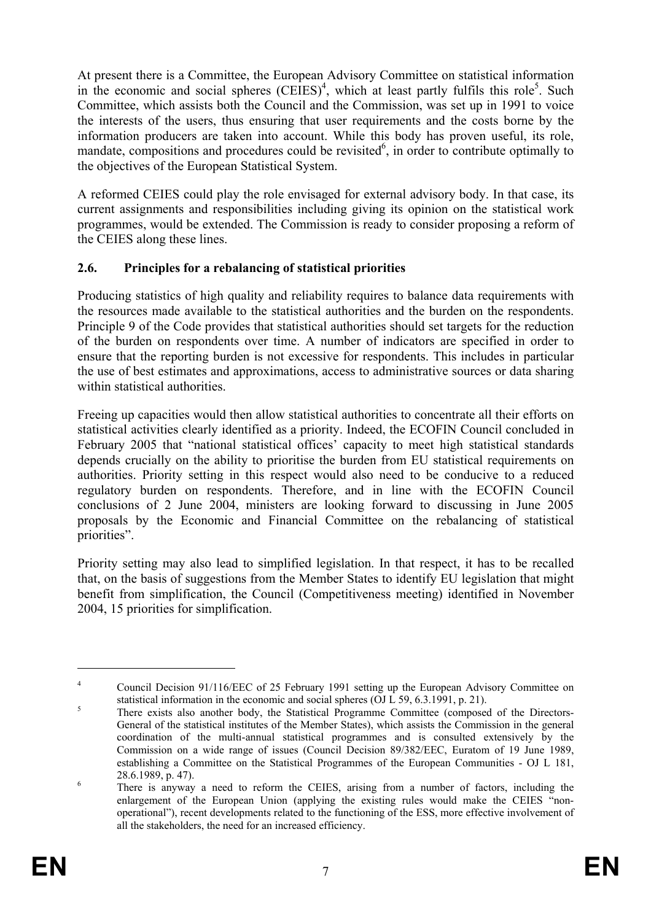At present there is a Committee, the European Advisory Committee on statistical information in the economic and social spheres (CEIES)[4], which at least partly fulfils this role[5]. Such Committee, which assists both the Council and the Commission, was set up in 1991 to voice the interests of the users, thus ensuring that user requirements and the costs borne by the information producers are taken into account. While this body has proven useful, its role, mandate, compositions and procedures could be revisited[6], in order to contribute optimally to the objectives of the European Statistical System.

A reformed CEIES could play the role envisaged for external advisory body. In that case, its current assignments and responsibilities including giving its opinion on the statistical work programmes, would be extended. The Commission is ready to consider proposing a reform of the CEIES along these lines.

### 2.6. Principles for a rebalancing of statistical priorities

Producing statistics of high quality and reliability requires to balance data requirements with the resources made available to the statistical authorities and the burden on the respondents. Principle 9 of the Code provides that statistical authorities should set targets for the reduction of the burden on respondents over time. A number of indicators are specified in order to ensure that the reporting burden is not excessive for respondents. This includes in particular the use of best estimates and approximations, access to administrative sources or data sharing within statistical authorities.

Freeing up capacities would then allow statistical authorities to concentrate all their efforts on statistical activities clearly identified as a priority. Indeed, the ECOFIN Council concluded in February 2005 that "national statistical offices' capacity to meet high statistical standards depends crucially on the ability to prioritise the burden from EU statistical requirements on authorities. Priority setting in this respect would also need to be conducive to a reduced regulatory burden on respondents. Therefore, and in line with the ECOFIN Council conclusions of 2 June 2004, ministers are looking forward to discussing in June 2005 proposals by the Economic and Financial Committee on the rebalancing of statistical priorities".

Priority setting may also lead to simplified legislation. In that respect, it has to be recalled that, on the basis of suggestions from the Member States to identify EU legislation that might benefit from simplification, the Council (Competitiveness meeting) identified in November 2004, 15 priorities for simplification.

---

[4] Council Decision 91/116/EEC of 25 February 1991 setting up the European Advisory Committee on statistical information in the economic and social spheres (OJ L 59, 6.3.1991, p. 21).

[5] There exists also another body, the Statistical Programme Committee (composed of the Directors-General of the statistical institutes of the Member States), which assists the Commission in the general coordination of the multi-annual statistical programmes and is consulted extensively by the Commission on a wide range of issues (Council Decision 89/382/EEC, Euratom of 19 June 1989, establishing a Committee on the Statistical Programmes of the European Communities - OJ L 181, 28.6.1989, p. 47).

[6] There is anyway a need to reform the CEIES, arising from a number of factors, including the enlargement of the European Union (applying the existing rules would make the CEIES "non-operational"), recent developments related to the functioning of the ESS, more effective involvement of all the stakeholders, the need for an increased efficiency.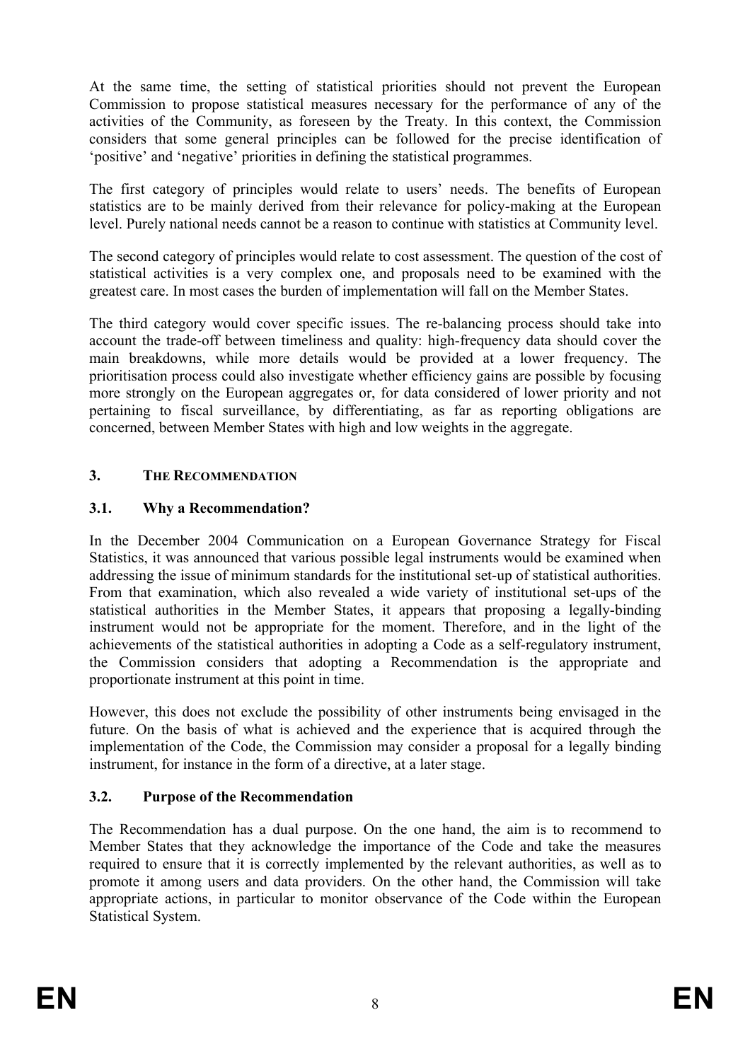At the same time, the setting of statistical priorities should not prevent the European Commission to propose statistical measures necessary for the performance of any of the activities of the Community, as foreseen by the Treaty. In this context, the Commission considers that some general principles can be followed for the precise identification of 'positive' and 'negative' priorities in defining the statistical programmes.

The first category of principles would relate to users' needs. The benefits of European statistics are to be mainly derived from their relevance for policy-making at the European level. Purely national needs cannot be a reason to continue with statistics at Community level.

The second category of principles would relate to cost assessment. The question of the cost of statistical activities is a very complex one, and proposals need to be examined with the greatest care. In most cases the burden of implementation will fall on the Member States.

The third category would cover specific issues. The re-balancing process should take into account the trade-off between timeliness and quality: high-frequency data should cover the main breakdowns, while more details would be provided at a lower frequency. The prioritisation process could also investigate whether efficiency gains are possible by focusing more strongly on the European aggregates or, for data considered of lower priority and not pertaining to fiscal surveillance, by differentiating, as far as reporting obligations are concerned, between Member States with high and low weights in the aggregate.

## 3. THE RECOMMENDATION

### 3.1. Why a Recommendation?

In the December 2004 Communication on a European Governance Strategy for Fiscal Statistics, it was announced that various possible legal instruments would be examined when addressing the issue of minimum standards for the institutional set-up of statistical authorities. From that examination, which also revealed a wide variety of institutional set-ups of the statistical authorities in the Member States, it appears that proposing a legally-binding instrument would not be appropriate for the moment. Therefore, and in the light of the achievements of the statistical authorities in adopting a Code as a self-regulatory instrument, the Commission considers that adopting a Recommendation is the appropriate and proportionate instrument at this point in time.

However, this does not exclude the possibility of other instruments being envisaged in the future. On the basis of what is achieved and the experience that is acquired through the implementation of the Code, the Commission may consider a proposal for a legally binding instrument, for instance in the form of a directive, at a later stage.

### 3.2. Purpose of the Recommendation

The Recommendation has a dual purpose. On the one hand, the aim is to recommend to Member States that they acknowledge the importance of the Code and take the measures required to ensure that it is correctly implemented by the relevant authorities, as well as to promote it among users and data providers. On the other hand, the Commission will take appropriate actions, in particular to monitor observance of the Code within the European Statistical System.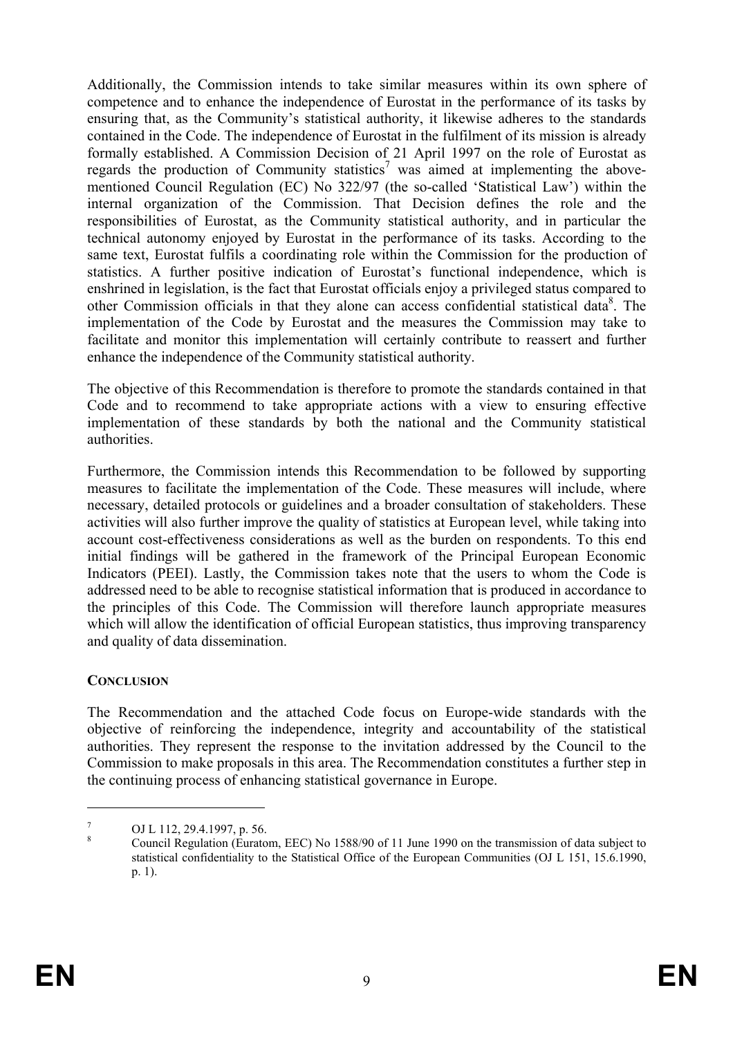Additionally, the Commission intends to take similar measures within its own sphere of competence and to enhance the independence of Eurostat in the performance of its tasks by ensuring that, as the Community's statistical authority, it likewise adheres to the standards contained in the Code. The independence of Eurostat in the fulfilment of its mission is already formally established. A Commission Decision of 21 April 1997 on the role of Eurostat as regards the production of Community statistics[7] was aimed at implementing the above-mentioned Council Regulation (EC) No 322/97 (the so-called 'Statistical Law') within the internal organization of the Commission. That Decision defines the role and the responsibilities of Eurostat, as the Community statistical authority, and in particular the technical autonomy enjoyed by Eurostat in the performance of its tasks. According to the same text, Eurostat fulfils a coordinating role within the Commission for the production of statistics. A further positive indication of Eurostat's functional independence, which is enshrined in legislation, is the fact that Eurostat officials enjoy a privileged status compared to other Commission officials in that they alone can access confidential statistical data[8]. The implementation of the Code by Eurostat and the measures the Commission may take to facilitate and monitor this implementation will certainly contribute to reassert and further enhance the independence of the Community statistical authority.

The objective of this Recommendation is therefore to promote the standards contained in that Code and to recommend to take appropriate actions with a view to ensuring effective implementation of these standards by both the national and the Community statistical authorities.

Furthermore, the Commission intends this Recommendation to be followed by supporting measures to facilitate the implementation of the Code. These measures will include, where necessary, detailed protocols or guidelines and a broader consultation of stakeholders. These activities will also further improve the quality of statistics at European level, while taking into account cost-effectiveness considerations as well as the burden on respondents. To this end initial findings will be gathered in the framework of the Principal European Economic Indicators (PEEI). Lastly, the Commission takes note that the users to whom the Code is addressed need to be able to recognise statistical information that is produced in accordance to the principles of this Code. The Commission will therefore launch appropriate measures which will allow the identification of official European statistics, thus improving transparency and quality of data dissemination.

## CONCLUSION

The Recommendation and the attached Code focus on Europe-wide standards with the objective of reinforcing the independence, integrity and accountability of the statistical authorities. They represent the response to the invitation addressed by the Council to the Commission to make proposals in this area. The Recommendation constitutes a further step in the continuing process of enhancing statistical governance in Europe.

---

[7] OJ L 112, 29.4.1997, p. 56.

[8] Council Regulation (Euratom, EEC) No 1588/90 of 11 June 1990 on the transmission of data subject to statistical confidentiality to the Statistical Office of the European Communities (OJ L 151, 15.6.1990, p. 1).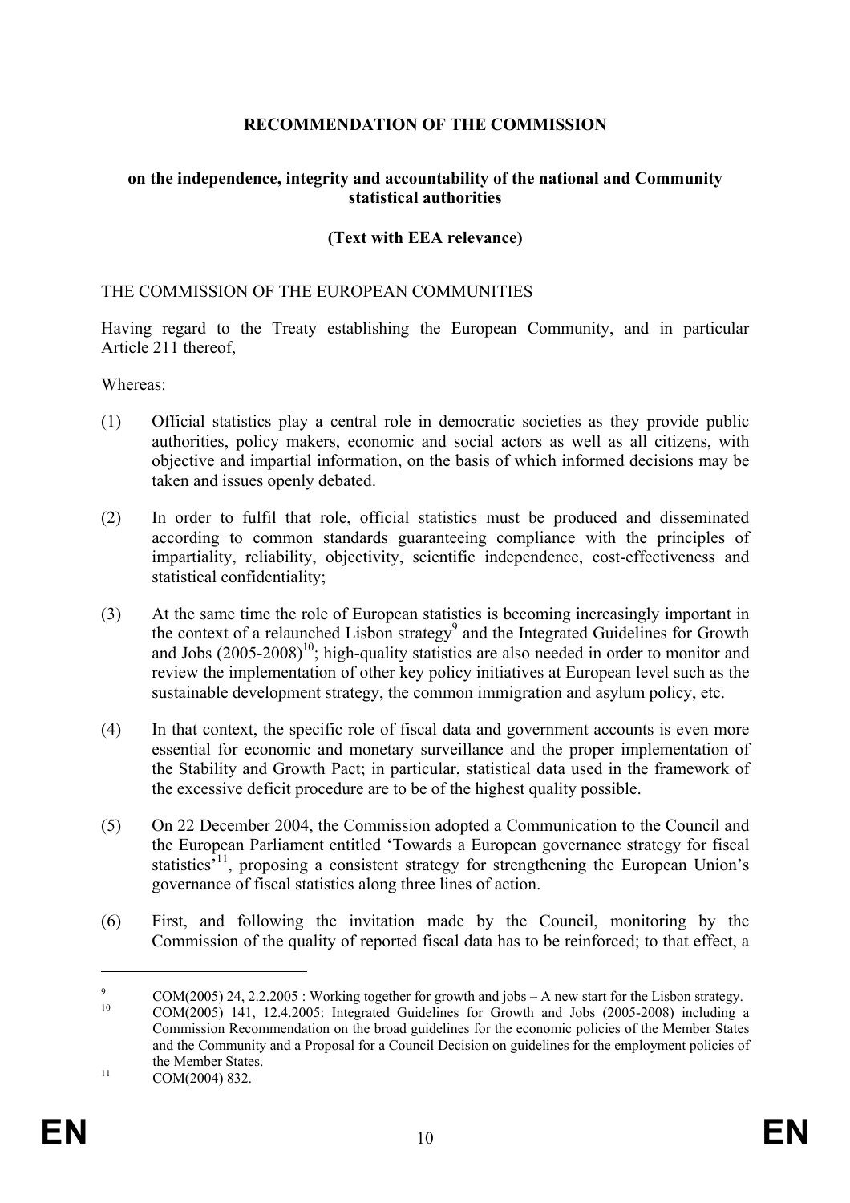**RECOMMENDATION OF THE COMMISSION**

**on the independence, integrity and accountability of the national and Community statistical authorities**

**(Text with EEA relevance)**

THE COMMISSION OF THE EUROPEAN COMMUNITIES

Having regard to the Treaty establishing the European Community, and in particular Article 211 thereof,

Whereas:

(1) Official statistics play a central role in democratic societies as they provide public authorities, policy makers, economic and social actors as well as all citizens, with objective and impartial information, on the basis of which informed decisions may be taken and issues openly debated.

(2) In order to fulfil that role, official statistics must be produced and disseminated according to common standards guaranteeing compliance with the principles of impartiality, reliability, objectivity, scientific independence, cost-effectiveness and statistical confidentiality;

(3) At the same time the role of European statistics is becoming increasingly important in the context of a relaunched Lisbon strategy[9] and the Integrated Guidelines for Growth and Jobs (2005-2008)[10]; high-quality statistics are also needed in order to monitor and review the implementation of other key policy initiatives at European level such as the sustainable development strategy, the common immigration and asylum policy, etc.

(4) In that context, the specific role of fiscal data and government accounts is even more essential for economic and monetary surveillance and the proper implementation of the Stability and Growth Pact; in particular, statistical data used in the framework of the excessive deficit procedure are to be of the highest quality possible.

(5) On 22 December 2004, the Commission adopted a Communication to the Council and the European Parliament entitled 'Towards a European governance strategy for fiscal statistics'[11], proposing a consistent strategy for strengthening the European Union's governance of fiscal statistics along three lines of action.

(6) First, and following the invitation made by the Council, monitoring by the Commission of the quality of reported fiscal data has to be reinforced; to that effect, a

---

[9] COM(2005) 24, 2.2.2005 : Working together for growth and jobs – A new start for the Lisbon strategy.

[10] COM(2005) 141, 12.4.2005: Integrated Guidelines for Growth and Jobs (2005-2008) including a Commission Recommendation on the broad guidelines for the economic policies of the Member States and the Community and a Proposal for a Council Decision on guidelines for the employment policies of the Member States.

[11] COM(2004) 832.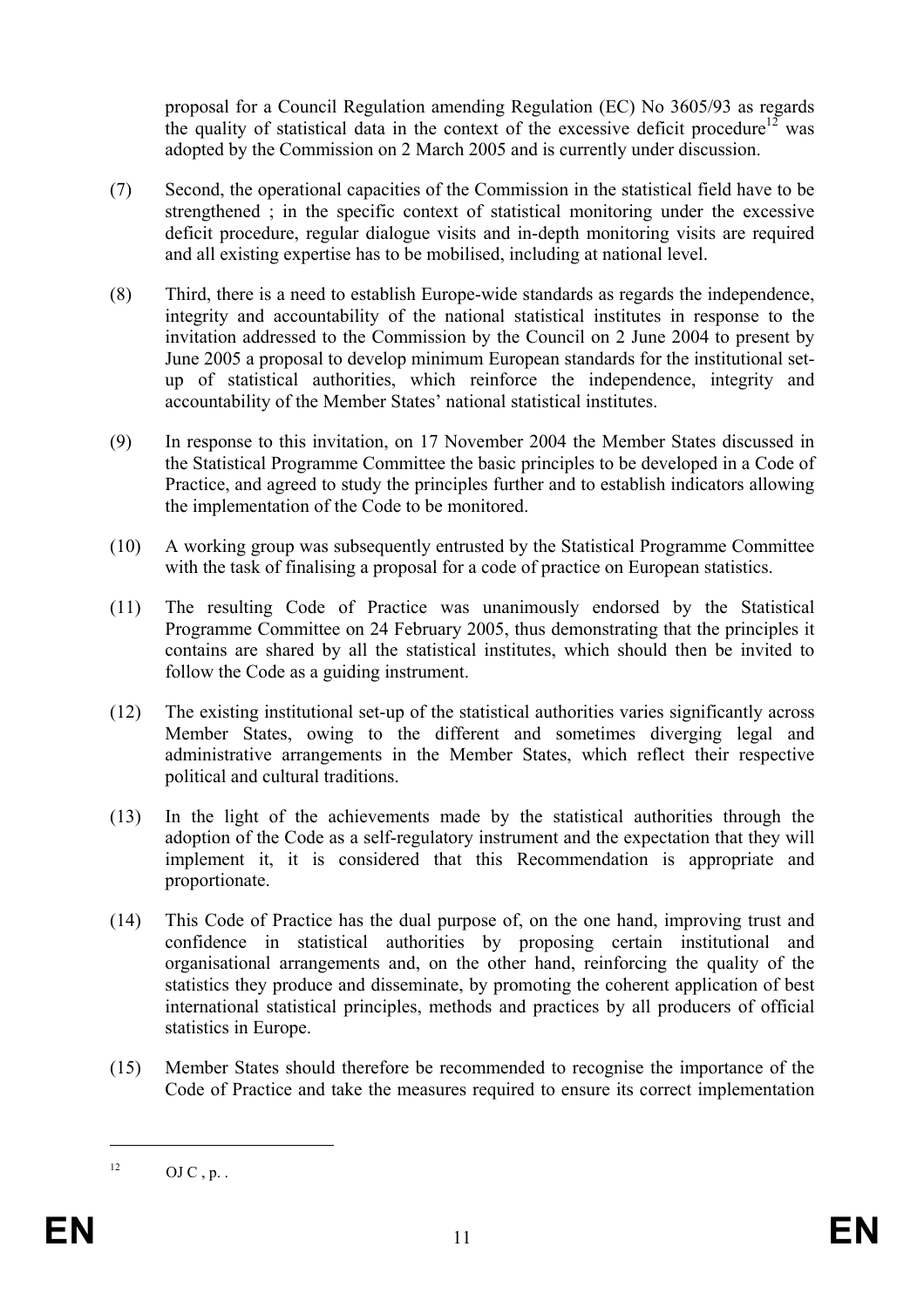proposal for a Council Regulation amending Regulation (EC) No 3605/93 as regards the quality of statistical data in the context of the excessive deficit procedure[12] was adopted by the Commission on 2 March 2005 and is currently under discussion.

(7) Second, the operational capacities of the Commission in the statistical field have to be strengthened ; in the specific context of statistical monitoring under the excessive deficit procedure, regular dialogue visits and in-depth monitoring visits are required and all existing expertise has to be mobilised, including at national level.

(8) Third, there is a need to establish Europe-wide standards as regards the independence, integrity and accountability of the national statistical institutes in response to the invitation addressed to the Commission by the Council on 2 June 2004 to present by June 2005 a proposal to develop minimum European standards for the institutional set-up of statistical authorities, which reinforce the independence, integrity and accountability of the Member States' national statistical institutes.

(9) In response to this invitation, on 17 November 2004 the Member States discussed in the Statistical Programme Committee the basic principles to be developed in a Code of Practice, and agreed to study the principles further and to establish indicators allowing the implementation of the Code to be monitored.

(10) A working group was subsequently entrusted by the Statistical Programme Committee with the task of finalising a proposal for a code of practice on European statistics.

(11) The resulting Code of Practice was unanimously endorsed by the Statistical Programme Committee on 24 February 2005, thus demonstrating that the principles it contains are shared by all the statistical institutes, which should then be invited to follow the Code as a guiding instrument.

(12) The existing institutional set-up of the statistical authorities varies significantly across Member States, owing to the different and sometimes diverging legal and administrative arrangements in the Member States, which reflect their respective political and cultural traditions.

(13) In the light of the achievements made by the statistical authorities through the adoption of the Code as a self-regulatory instrument and the expectation that they will implement it, it is considered that this Recommendation is appropriate and proportionate.

(14) This Code of Practice has the dual purpose of, on the one hand, improving trust and confidence in statistical authorities by proposing certain institutional and organisational arrangements and, on the other hand, reinforcing the quality of the statistics they produce and disseminate, by promoting the coherent application of best international statistical principles, methods and practices by all producers of official statistics in Europe.

(15) Member States should therefore be recommended to recognise the importance of the Code of Practice and take the measures required to ensure its correct implementation

---

[12] OJ C , p. .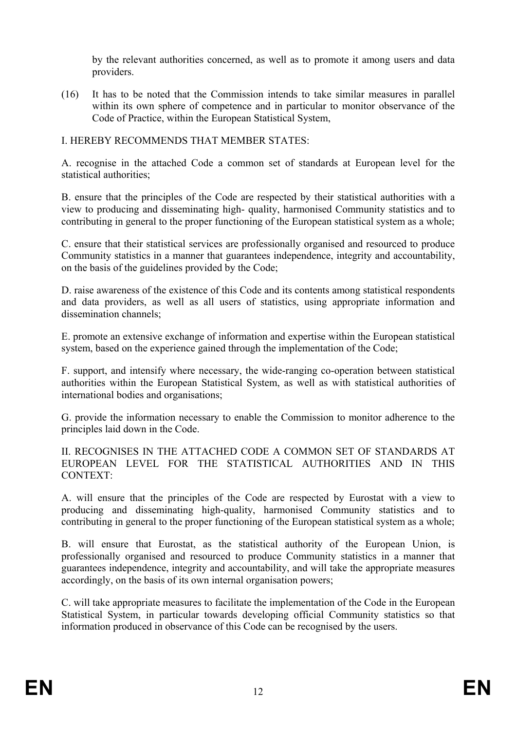by the relevant authorities concerned, as well as to promote it among users and data providers.

(16) It has to be noted that the Commission intends to take similar measures in parallel within its own sphere of competence and in particular to monitor observance of the Code of Practice, within the European Statistical System,

I. HEREBY RECOMMENDS THAT MEMBER STATES:

A. recognise in the attached Code a common set of standards at European level for the statistical authorities;

B. ensure that the principles of the Code are respected by their statistical authorities with a view to producing and disseminating high- quality, harmonised Community statistics and to contributing in general to the proper functioning of the European statistical system as a whole;

C. ensure that their statistical services are professionally organised and resourced to produce Community statistics in a manner that guarantees independence, integrity and accountability, on the basis of the guidelines provided by the Code;

D. raise awareness of the existence of this Code and its contents among statistical respondents and data providers, as well as all users of statistics, using appropriate information and dissemination channels;

E. promote an extensive exchange of information and expertise within the European statistical system, based on the experience gained through the implementation of the Code;

F. support, and intensify where necessary, the wide-ranging co-operation between statistical authorities within the European Statistical System, as well as with statistical authorities of international bodies and organisations;

G. provide the information necessary to enable the Commission to monitor adherence to the principles laid down in the Code.

II. RECOGNISES IN THE ATTACHED CODE A COMMON SET OF STANDARDS AT EUROPEAN LEVEL FOR THE STATISTICAL AUTHORITIES AND IN THIS CONTEXT:

A. will ensure that the principles of the Code are respected by Eurostat with a view to producing and disseminating high-quality, harmonised Community statistics and to contributing in general to the proper functioning of the European statistical system as a whole;

B. will ensure that Eurostat, as the statistical authority of the European Union, is professionally organised and resourced to produce Community statistics in a manner that guarantees independence, integrity and accountability, and will take the appropriate measures accordingly, on the basis of its own internal organisation powers;

C. will take appropriate measures to facilitate the implementation of the Code in the European Statistical System, in particular towards developing official Community statistics so that information produced in observance of this Code can be recognised by the users.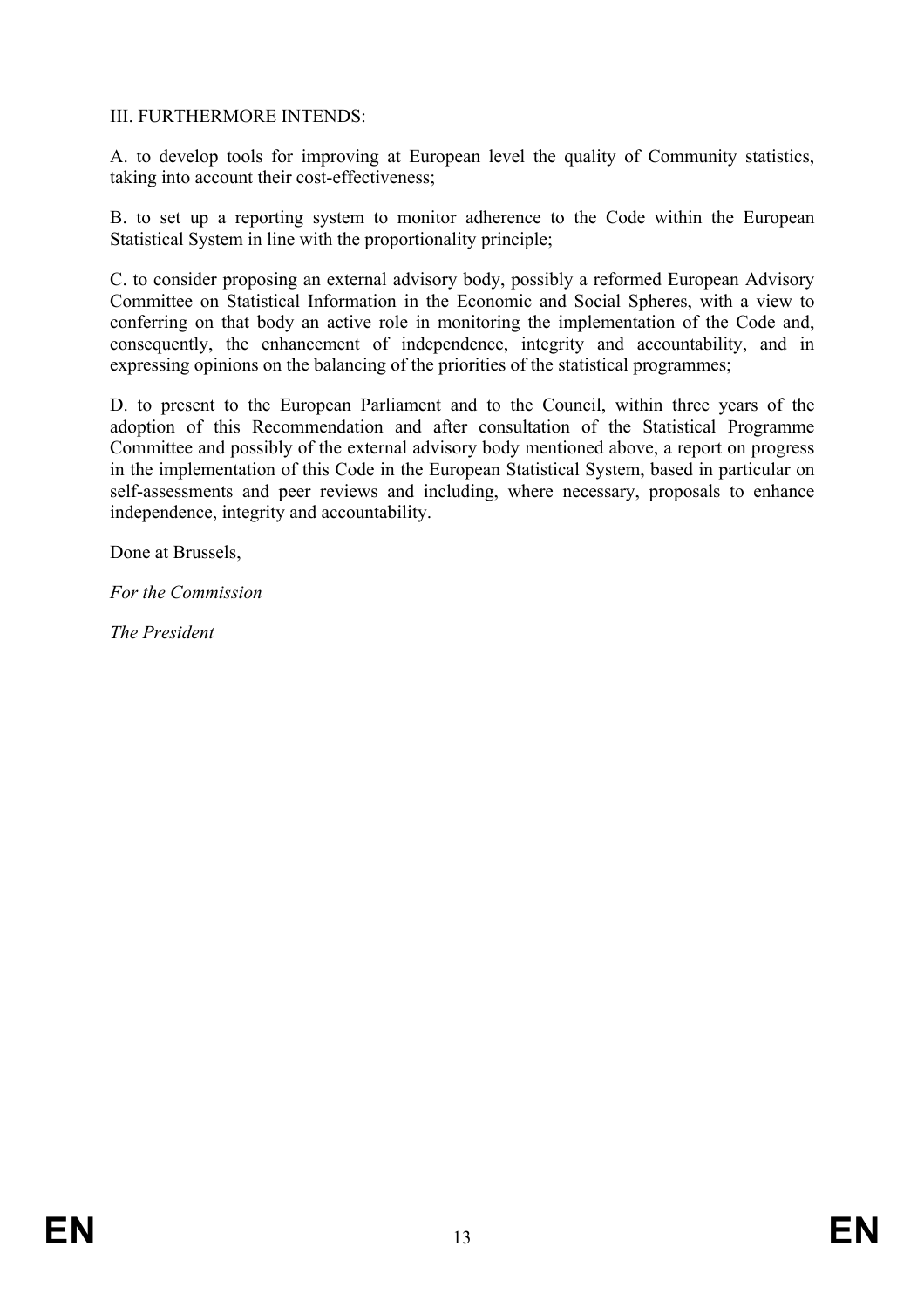III. FURTHERMORE INTENDS:

A. to develop tools for improving at European level the quality of Community statistics, taking into account their cost-effectiveness;

B. to set up a reporting system to monitor adherence to the Code within the European Statistical System in line with the proportionality principle;

C. to consider proposing an external advisory body, possibly a reformed European Advisory Committee on Statistical Information in the Economic and Social Spheres, with a view to conferring on that body an active role in monitoring the implementation of the Code and, consequently, the enhancement of independence, integrity and accountability, and in expressing opinions on the balancing of the priorities of the statistical programmes;

D. to present to the European Parliament and to the Council, within three years of the adoption of this Recommendation and after consultation of the Statistical Programme Committee and possibly of the external advisory body mentioned above, a report on progress in the implementation of this Code in the European Statistical System, based in particular on self-assessments and peer reviews and including, where necessary, proposals to enhance independence, integrity and accountability.

Done at Brussels,

*For the Commission*

*The President*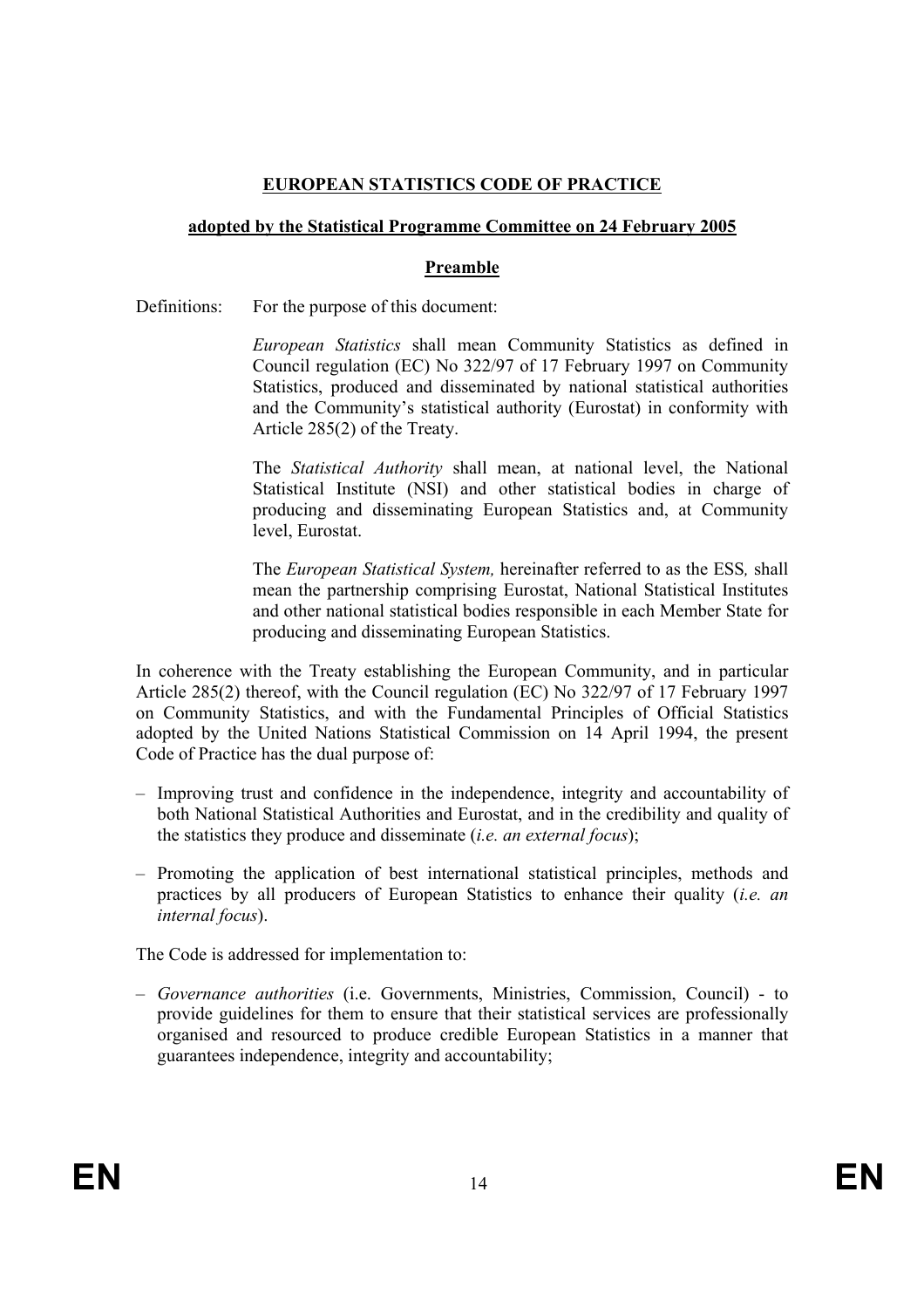**<u>EUROPEAN STATISTICS CODE OF PRACTICE</u>**

**<u>adopted by the Statistical Programme Committee on 24 February 2005</u>**

**<u>Preamble</u>**

Definitions: For the purpose of this document:

*European Statistics* shall mean Community Statistics as defined in Council regulation (EC) No 322/97 of 17 February 1997 on Community Statistics, produced and disseminated by national statistical authorities and the Community's statistical authority (Eurostat) in conformity with Article 285(2) of the Treaty.

The *Statistical Authority* shall mean, at national level, the National Statistical Institute (NSI) and other statistical bodies in charge of producing and disseminating European Statistics and, at Community level, Eurostat.

The *European Statistical System,* hereinafter referred to as the ESS*,* shall mean the partnership comprising Eurostat, National Statistical Institutes and other national statistical bodies responsible in each Member State for producing and disseminating European Statistics.

In coherence with the Treaty establishing the European Community, and in particular Article 285(2) thereof, with the Council regulation (EC) No 322/97 of 17 February 1997 on Community Statistics, and with the Fundamental Principles of Official Statistics adopted by the United Nations Statistical Commission on 14 April 1994, the present Code of Practice has the dual purpose of:

– Improving trust and confidence in the independence, integrity and accountability of both National Statistical Authorities and Eurostat, and in the credibility and quality of the statistics they produce and disseminate (*i.e. an external focus*);

– Promoting the application of best international statistical principles, methods and practices by all producers of European Statistics to enhance their quality (*i.e. an internal focus*).

The Code is addressed for implementation to:

– *Governance authorities* (i.e. Governments, Ministries, Commission, Council) - to provide guidelines for them to ensure that their statistical services are professionally organised and resourced to produce credible European Statistics in a manner that guarantees independence, integrity and accountability;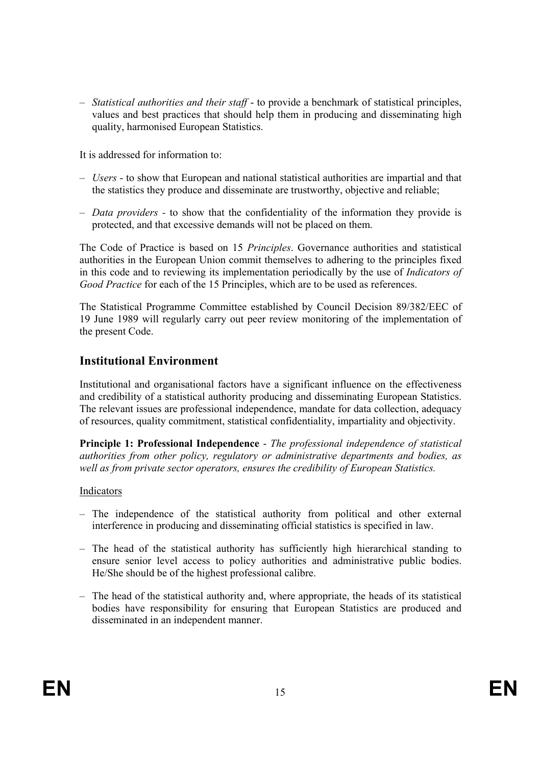– *Statistical authorities and their staff* - to provide a benchmark of statistical principles, values and best practices that should help them in producing and disseminating high quality, harmonised European Statistics.

It is addressed for information to:

– *Users* - to show that European and national statistical authorities are impartial and that the statistics they produce and disseminate are trustworthy, objective and reliable;

– *Data providers* - to show that the confidentiality of the information they provide is protected, and that excessive demands will not be placed on them.

The Code of Practice is based on 15 *Principles*. Governance authorities and statistical authorities in the European Union commit themselves to adhering to the principles fixed in this code and to reviewing its implementation periodically by the use of *Indicators of Good Practice* for each of the 15 Principles, which are to be used as references.

The Statistical Programme Committee established by Council Decision 89/382/EEC of 19 June 1989 will regularly carry out peer review monitoring of the implementation of the present Code.

## Institutional Environment

Institutional and organisational factors have a significant influence on the effectiveness and credibility of a statistical authority producing and disseminating European Statistics. The relevant issues are professional independence, mandate for data collection, adequacy of resources, quality commitment, statistical confidentiality, impartiality and objectivity.

**Principle 1: Professional Independence** - *The professional independence of statistical authorities from other policy, regulatory or administrative departments and bodies, as well as from private sector operators, ensures the credibility of European Statistics.*

<u>Indicators</u>

– The independence of the statistical authority from political and other external interference in producing and disseminating official statistics is specified in law.

– The head of the statistical authority has sufficiently high hierarchical standing to ensure senior level access to policy authorities and administrative public bodies. He/She should be of the highest professional calibre.

– The head of the statistical authority and, where appropriate, the heads of its statistical bodies have responsibility for ensuring that European Statistics are produced and disseminated in an independent manner.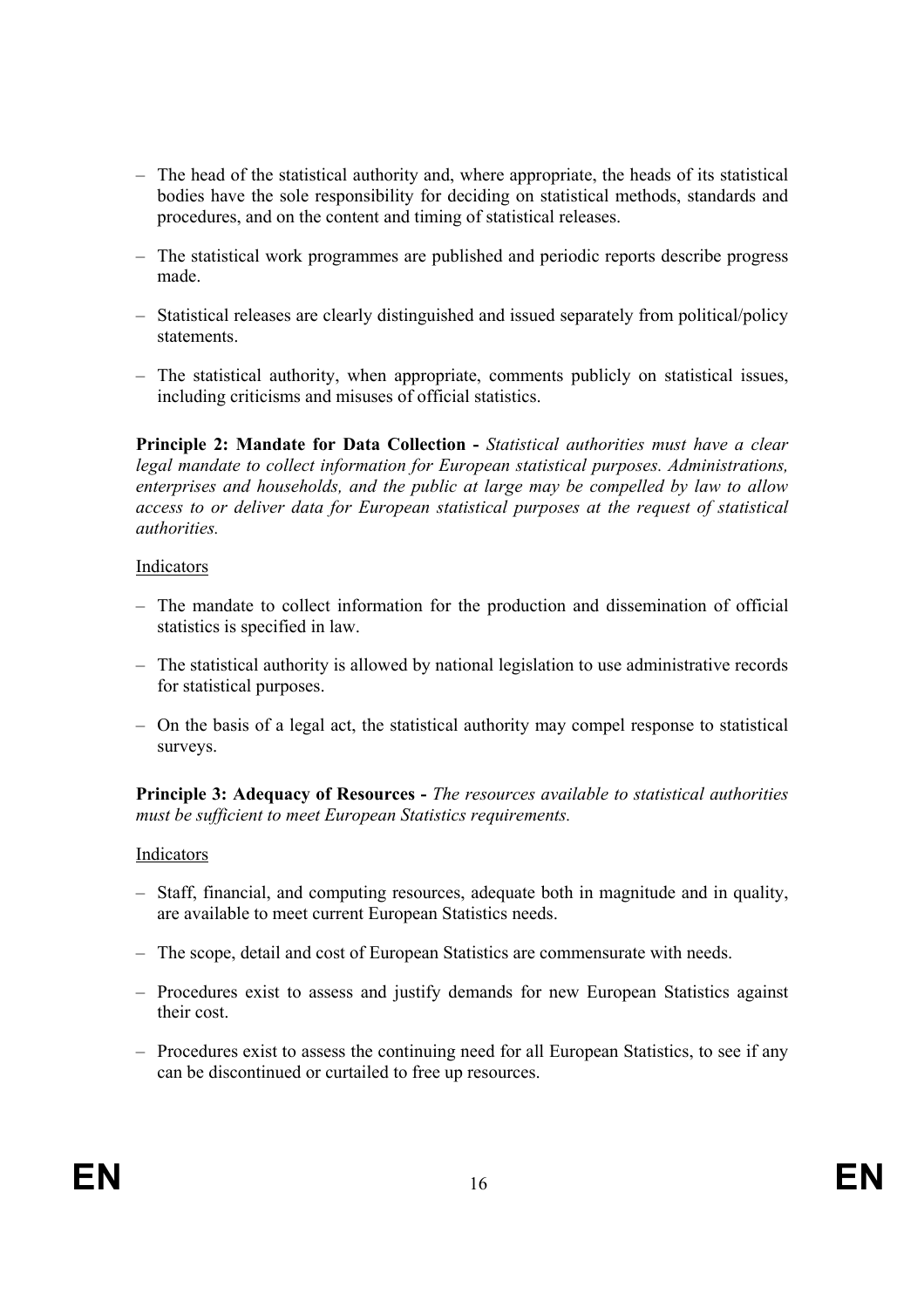- The head of the statistical authority and, where appropriate, the heads of its statistical bodies have the sole responsibility for deciding on statistical methods, standards and procedures, and on the content and timing of statistical releases.
- The statistical work programmes are published and periodic reports describe progress made.
- Statistical releases are clearly distinguished and issued separately from political/policy statements.
- The statistical authority, when appropriate, comments publicly on statistical issues, including criticisms and misuses of official statistics.

**Principle 2: Mandate for Data Collection -** *Statistical authorities must have a clear legal mandate to collect information for European statistical purposes. Administrations, enterprises and households, and the public at large may be compelled by law to allow access to or deliver data for European statistical purposes at the request of statistical authorities.*

Indicators

- The mandate to collect information for the production and dissemination of official statistics is specified in law.
- The statistical authority is allowed by national legislation to use administrative records for statistical purposes.
- On the basis of a legal act, the statistical authority may compel response to statistical surveys.

**Principle 3: Adequacy of Resources -** *The resources available to statistical authorities must be sufficient to meet European Statistics requirements.*

Indicators

- Staff, financial, and computing resources, adequate both in magnitude and in quality, are available to meet current European Statistics needs.
- The scope, detail and cost of European Statistics are commensurate with needs.
- Procedures exist to assess and justify demands for new European Statistics against their cost.
- Procedures exist to assess the continuing need for all European Statistics, to see if any can be discontinued or curtailed to free up resources.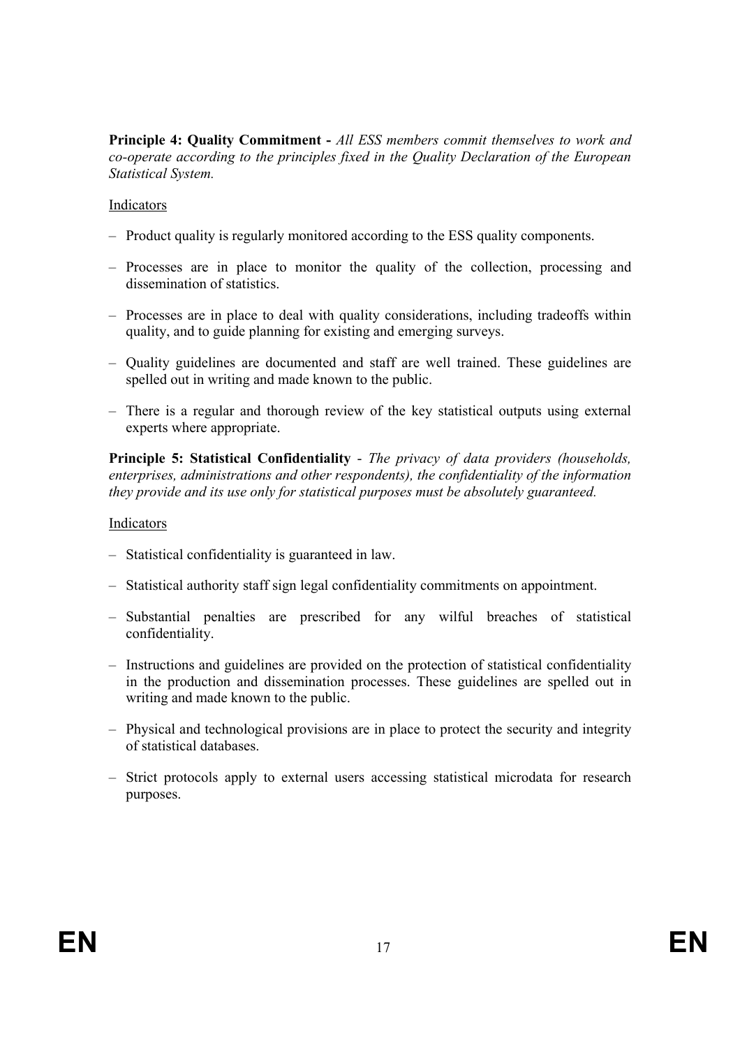**Principle 4: Quality Commitment -** *All ESS members commit themselves to work and co-operate according to the principles fixed in the Quality Declaration of the European Statistical System.*

Indicators

- Product quality is regularly monitored according to the ESS quality components.
- Processes are in place to monitor the quality of the collection, processing and dissemination of statistics.
- Processes are in place to deal with quality considerations, including tradeoffs within quality, and to guide planning for existing and emerging surveys.
- Quality guidelines are documented and staff are well trained. These guidelines are spelled out in writing and made known to the public.
- There is a regular and thorough review of the key statistical outputs using external experts where appropriate.

**Principle 5: Statistical Confidentiality** - *The privacy of data providers (households, enterprises, administrations and other respondents), the confidentiality of the information they provide and its use only for statistical purposes must be absolutely guaranteed.*

Indicators

- Statistical confidentiality is guaranteed in law.
- Statistical authority staff sign legal confidentiality commitments on appointment.
- Substantial penalties are prescribed for any wilful breaches of statistical confidentiality.
- Instructions and guidelines are provided on the protection of statistical confidentiality in the production and dissemination processes. These guidelines are spelled out in writing and made known to the public.
- Physical and technological provisions are in place to protect the security and integrity of statistical databases.
- Strict protocols apply to external users accessing statistical microdata for research purposes.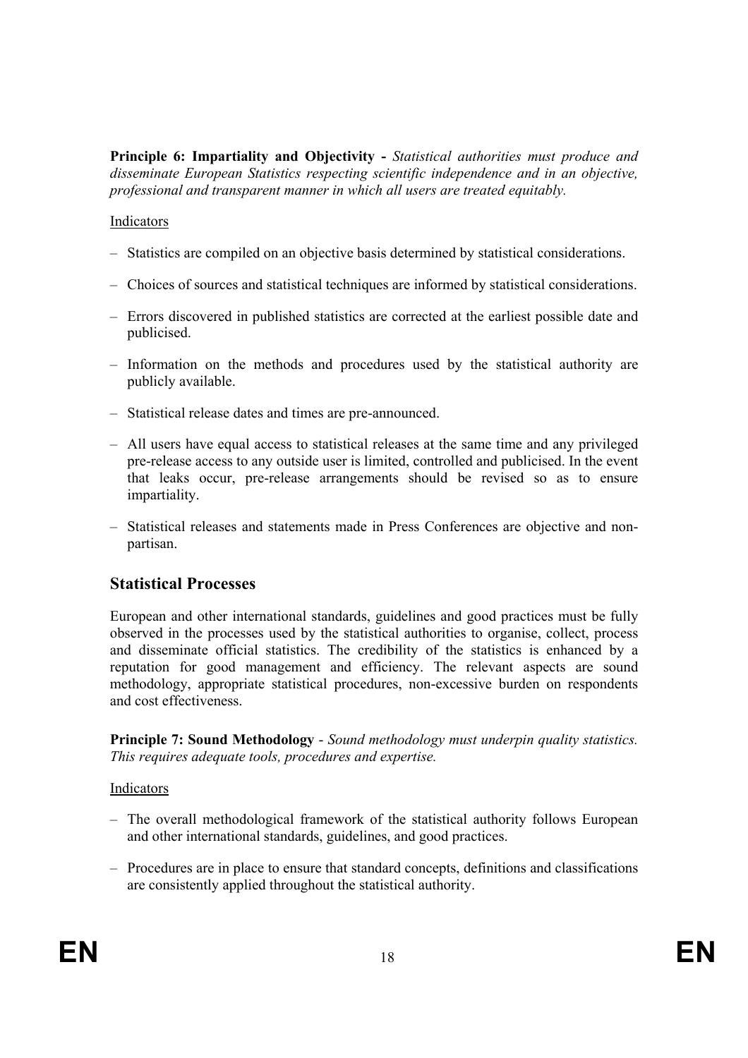**Principle 6: Impartiality and Objectivity -** *Statistical authorities must produce and disseminate European Statistics respecting scientific independence and in an objective, professional and transparent manner in which all users are treated equitably.*

Indicators

- Statistics are compiled on an objective basis determined by statistical considerations.
- Choices of sources and statistical techniques are informed by statistical considerations.
- Errors discovered in published statistics are corrected at the earliest possible date and publicised.
- Information on the methods and procedures used by the statistical authority are publicly available.
- Statistical release dates and times are pre-announced.
- All users have equal access to statistical releases at the same time and any privileged pre-release access to any outside user is limited, controlled and publicised. In the event that leaks occur, pre-release arrangements should be revised so as to ensure impartiality.
- Statistical releases and statements made in Press Conferences are objective and non-partisan.

## Statistical Processes

European and other international standards, guidelines and good practices must be fully observed in the processes used by the statistical authorities to organise, collect, process and disseminate official statistics. The credibility of the statistics is enhanced by a reputation for good management and efficiency. The relevant aspects are sound methodology, appropriate statistical procedures, non-excessive burden on respondents and cost effectiveness.

**Principle 7: Sound Methodology** - *Sound methodology must underpin quality statistics. This requires adequate tools, procedures and expertise.*

Indicators

- The overall methodological framework of the statistical authority follows European and other international standards, guidelines, and good practices.
- Procedures are in place to ensure that standard concepts, definitions and classifications are consistently applied throughout the statistical authority.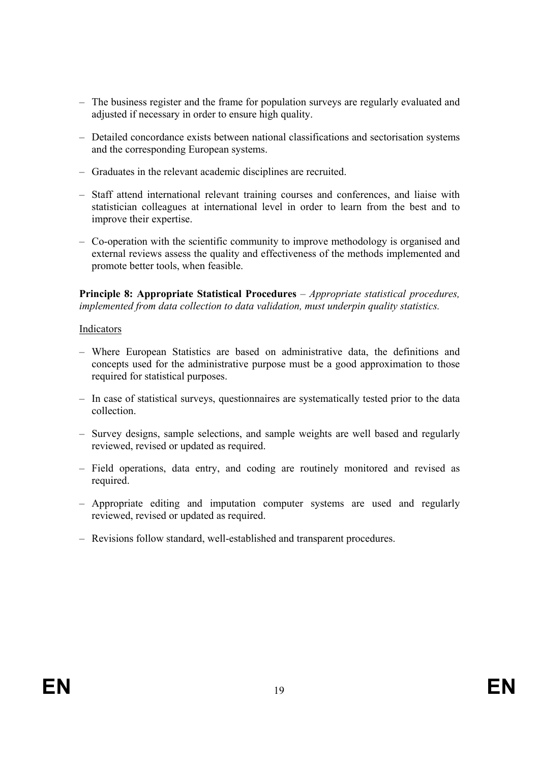- The business register and the frame for population surveys are regularly evaluated and adjusted if necessary in order to ensure high quality.
- Detailed concordance exists between national classifications and sectorisation systems and the corresponding European systems.
- Graduates in the relevant academic disciplines are recruited.
- Staff attend international relevant training courses and conferences, and liaise with statistician colleagues at international level in order to learn from the best and to improve their expertise.
- Co-operation with the scientific community to improve methodology is organised and external reviews assess the quality and effectiveness of the methods implemented and promote better tools, when feasible.

**Principle 8: Appropriate Statistical Procedures** – *Appropriate statistical procedures, implemented from data collection to data validation, must underpin quality statistics.*

Indicators

- Where European Statistics are based on administrative data, the definitions and concepts used for the administrative purpose must be a good approximation to those required for statistical purposes.
- In case of statistical surveys, questionnaires are systematically tested prior to the data collection.
- Survey designs, sample selections, and sample weights are well based and regularly reviewed, revised or updated as required.
- Field operations, data entry, and coding are routinely monitored and revised as required.
- Appropriate editing and imputation computer systems are used and regularly reviewed, revised or updated as required.
- Revisions follow standard, well-established and transparent procedures.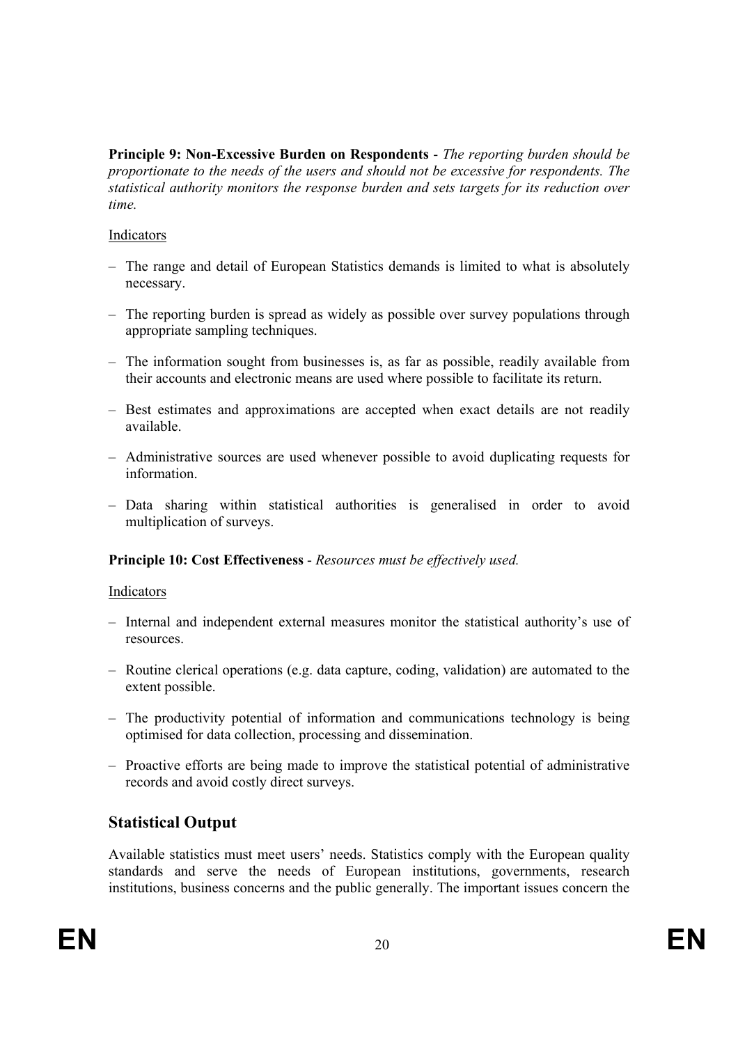**Principle 9: Non-Excessive Burden on Respondents** - *The reporting burden should be proportionate to the needs of the users and should not be excessive for respondents. The statistical authority monitors the response burden and sets targets for its reduction over time.*

Indicators

- The range and detail of European Statistics demands is limited to what is absolutely necessary.
- The reporting burden is spread as widely as possible over survey populations through appropriate sampling techniques.
- The information sought from businesses is, as far as possible, readily available from their accounts and electronic means are used where possible to facilitate its return.
- Best estimates and approximations are accepted when exact details are not readily available.
- Administrative sources are used whenever possible to avoid duplicating requests for information.
- Data sharing within statistical authorities is generalised in order to avoid multiplication of surveys.

**Principle 10: Cost Effectiveness** - *Resources must be effectively used.*

Indicators

- Internal and independent external measures monitor the statistical authority's use of resources.
- Routine clerical operations (e.g. data capture, coding, validation) are automated to the extent possible.
- The productivity potential of information and communications technology is being optimised for data collection, processing and dissemination.
- Proactive efforts are being made to improve the statistical potential of administrative records and avoid costly direct surveys.

## Statistical Output

Available statistics must meet users' needs. Statistics comply with the European quality standards and serve the needs of European institutions, governments, research institutions, business concerns and the public generally. The important issues concern the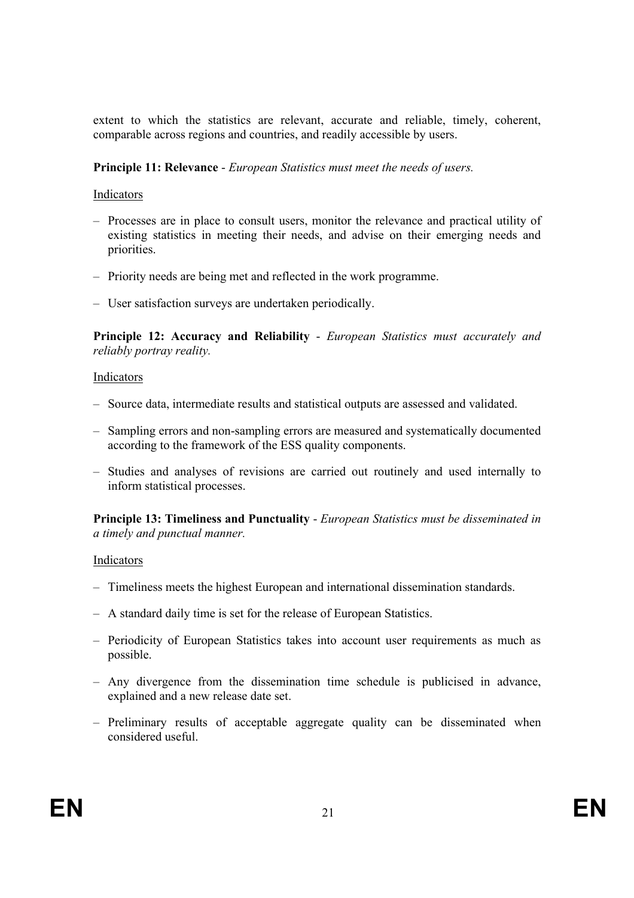extent to which the statistics are relevant, accurate and reliable, timely, coherent, comparable across regions and countries, and readily accessible by users.

**Principle 11: Relevance** - *European Statistics must meet the needs of users.*

Indicators

- Processes are in place to consult users, monitor the relevance and practical utility of existing statistics in meeting their needs, and advise on their emerging needs and priorities.
- Priority needs are being met and reflected in the work programme.
- User satisfaction surveys are undertaken periodically.

**Principle 12: Accuracy and Reliability** - *European Statistics must accurately and reliably portray reality.*

Indicators

- Source data, intermediate results and statistical outputs are assessed and validated.
- Sampling errors and non-sampling errors are measured and systematically documented according to the framework of the ESS quality components.
- Studies and analyses of revisions are carried out routinely and used internally to inform statistical processes.

**Principle 13: Timeliness and Punctuality** - *European Statistics must be disseminated in a timely and punctual manner.*

Indicators

- Timeliness meets the highest European and international dissemination standards.
- A standard daily time is set for the release of European Statistics.
- Periodicity of European Statistics takes into account user requirements as much as possible.
- Any divergence from the dissemination time schedule is publicised in advance, explained and a new release date set.
- Preliminary results of acceptable aggregate quality can be disseminated when considered useful.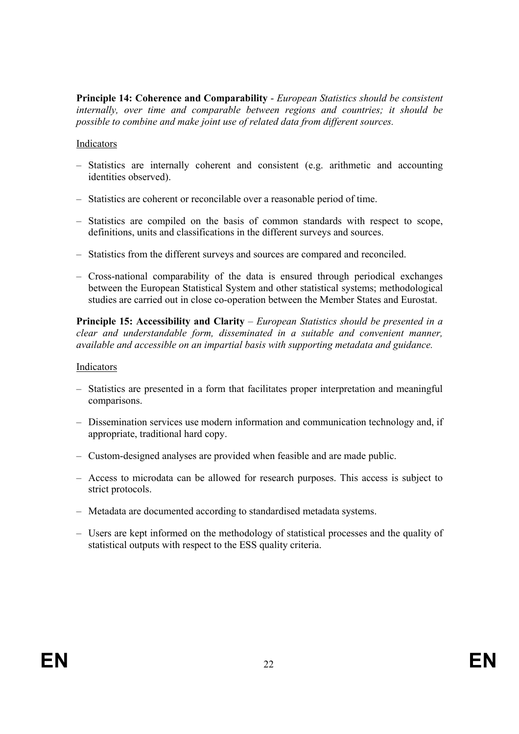**Principle 14: Coherence and Comparability** - *European Statistics should be consistent internally, over time and comparable between regions and countries; it should be possible to combine and make joint use of related data from different sources.*

Indicators

- Statistics are internally coherent and consistent (e.g. arithmetic and accounting identities observed).
- Statistics are coherent or reconcilable over a reasonable period of time.
- Statistics are compiled on the basis of common standards with respect to scope, definitions, units and classifications in the different surveys and sources.
- Statistics from the different surveys and sources are compared and reconciled.
- Cross-national comparability of the data is ensured through periodical exchanges between the European Statistical System and other statistical systems; methodological studies are carried out in close co-operation between the Member States and Eurostat.

**Principle 15: Accessibility and Clarity** – *European Statistics should be presented in a clear and understandable form, disseminated in a suitable and convenient manner, available and accessible on an impartial basis with supporting metadata and guidance.*

Indicators

- Statistics are presented in a form that facilitates proper interpretation and meaningful comparisons.
- Dissemination services use modern information and communication technology and, if appropriate, traditional hard copy.
- Custom-designed analyses are provided when feasible and are made public.
- Access to microdata can be allowed for research purposes. This access is subject to strict protocols.
- Metadata are documented according to standardised metadata systems.
- Users are kept informed on the methodology of statistical processes and the quality of statistical outputs with respect to the ESS quality criteria.